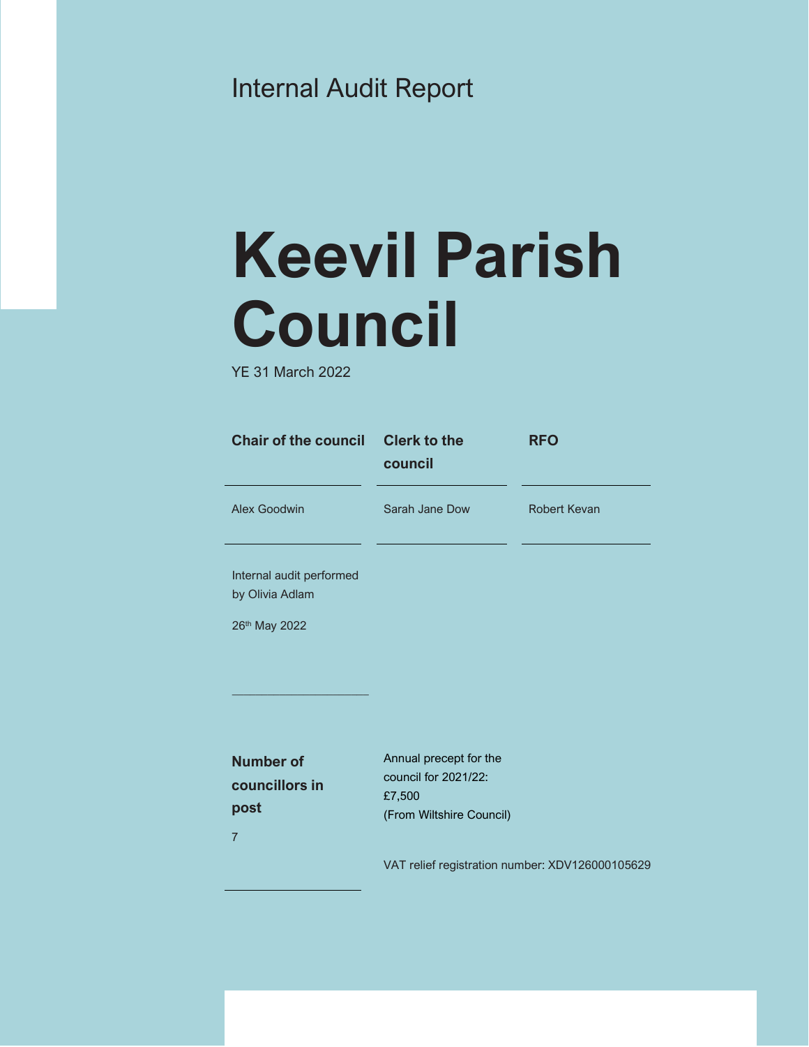Internal Audit Report

# Keevil Parish Council

YE 31 March 2022

| Chair of the council | Clerk to the council | RFO |
| --- | --- | --- |
| Alex Goodwin | Sarah Jane Dow | Robert Kevan |

Internal audit performed by Olivia Adlam

26th May 2022

**Number of councillors in post**

7

Annual precept for the council for 2021/22: £7,500 (From Wiltshire Council)

VAT relief registration number: XDV126000105629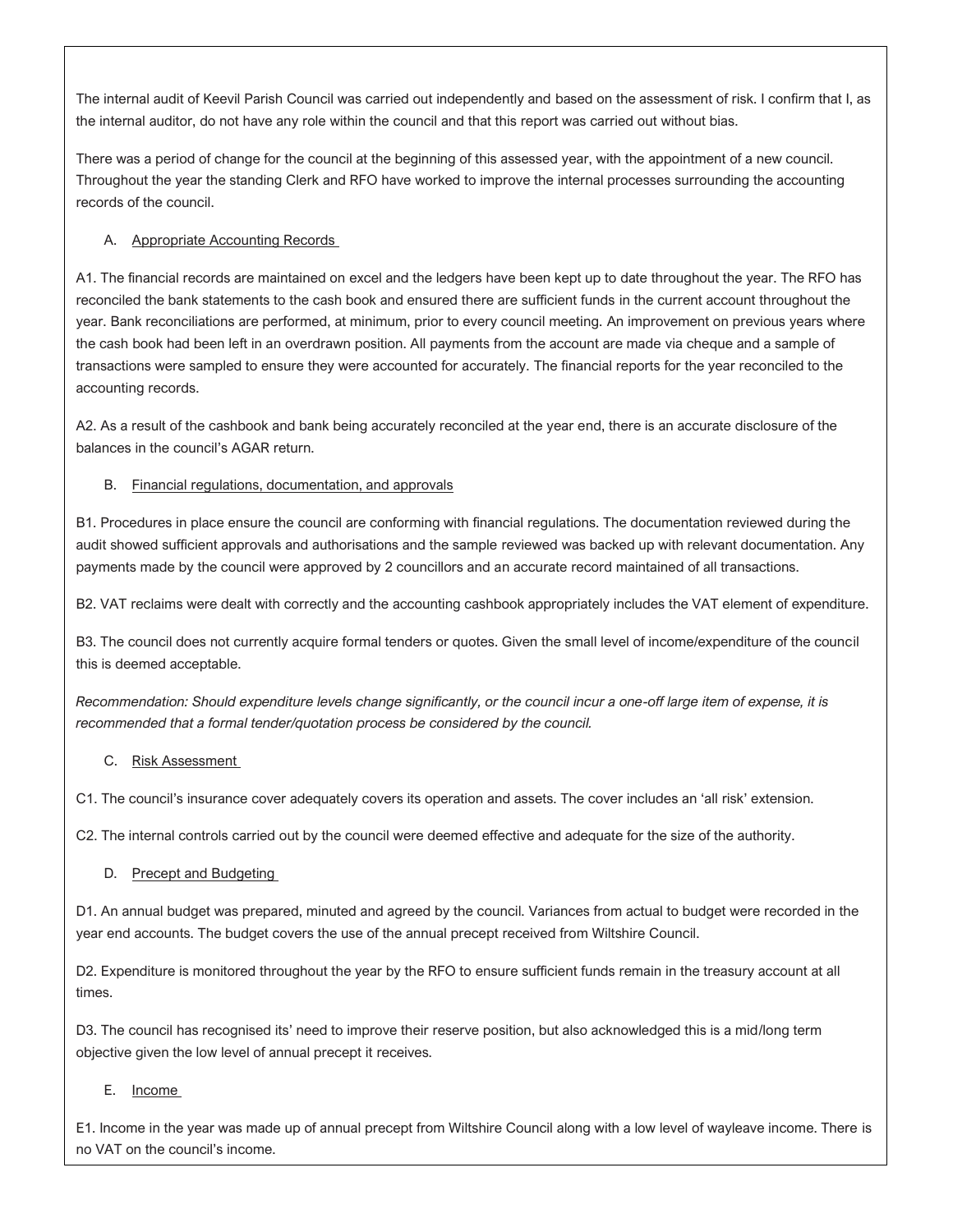The internal audit of Keevil Parish Council was carried out independently and based on the assessment of risk. I confirm that I, as the internal auditor, do not have any role within the council and that this report was carried out without bias.

There was a period of change for the council at the beginning of this assessed year, with the appointment of a new council. Throughout the year the standing Clerk and RFO have worked to improve the internal processes surrounding the accounting records of the council.

A. Appropriate Accounting Records

A1. The financial records are maintained on excel and the ledgers have been kept up to date throughout the year. The RFO has reconciled the bank statements to the cash book and ensured there are sufficient funds in the current account throughout the year. Bank reconciliations are performed, at minimum, prior to every council meeting. An improvement on previous years where the cash book had been left in an overdrawn position. All payments from the account are made via cheque and a sample of transactions were sampled to ensure they were accounted for accurately. The financial reports for the year reconciled to the accounting records.

A2. As a result of the cashbook and bank being accurately reconciled at the year end, there is an accurate disclosure of the balances in the council's AGAR return.

B. Financial regulations, documentation, and approvals

B1. Procedures in place ensure the council are conforming with financial regulations. The documentation reviewed during the audit showed sufficient approvals and authorisations and the sample reviewed was backed up with relevant documentation. Any payments made by the council were approved by 2 councillors and an accurate record maintained of all transactions.

B2. VAT reclaims were dealt with correctly and the accounting cashbook appropriately includes the VAT element of expenditure.

B3. The council does not currently acquire formal tenders or quotes. Given the small level of income/expenditure of the council this is deemed acceptable.

*Recommendation: Should expenditure levels change significantly, or the council incur a one-off large item of expense, it is recommended that a formal tender/quotation process be considered by the council.*

C. Risk Assessment

C1. The council's insurance cover adequately covers its operation and assets. The cover includes an 'all risk' extension.

C2. The internal controls carried out by the council were deemed effective and adequate for the size of the authority.

D. Precept and Budgeting

D1. An annual budget was prepared, minuted and agreed by the council. Variances from actual to budget were recorded in the year end accounts. The budget covers the use of the annual precept received from Wiltshire Council.

D2. Expenditure is monitored throughout the year by the RFO to ensure sufficient funds remain in the treasury account at all times.

D3. The council has recognised its' need to improve their reserve position, but also acknowledged this is a mid/long term objective given the low level of annual precept it receives.

E. Income

E1. Income in the year was made up of annual precept from Wiltshire Council along with a low level of wayleave income. There is no VAT on the council's income.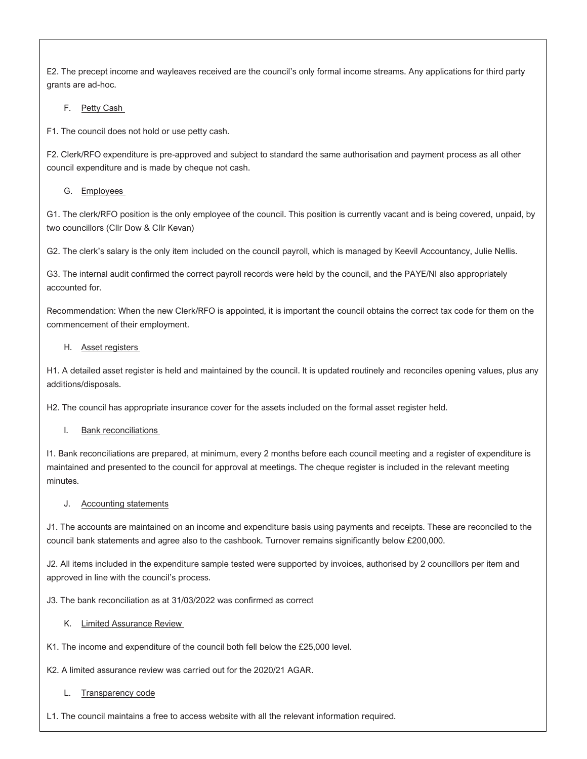E2. The precept income and wayleaves received are the council's only formal income streams. Any applications for third party grants are ad-hoc.

F. Petty Cash

F1. The council does not hold or use petty cash.

F2. Clerk/RFO expenditure is pre-approved and subject to standard the same authorisation and payment process as all other council expenditure and is made by cheque not cash.

G. Employees

G1. The clerk/RFO position is the only employee of the council. This position is currently vacant and is being covered, unpaid, by two councillors (Cllr Dow & Cllr Kevan)

G2. The clerk's salary is the only item included on the council payroll, which is managed by Keevil Accountancy, Julie Nellis.

G3. The internal audit confirmed the correct payroll records were held by the council, and the PAYE/NI also appropriately accounted for.

Recommendation: When the new Clerk/RFO is appointed, it is important the council obtains the correct tax code for them on the commencement of their employment.

H. Asset registers

H1. A detailed asset register is held and maintained by the council. It is updated routinely and reconciles opening values, plus any additions/disposals.

H2. The council has appropriate insurance cover for the assets included on the formal asset register held.

I. Bank reconciliations

I1. Bank reconciliations are prepared, at minimum, every 2 months before each council meeting and a register of expenditure is maintained and presented to the council for approval at meetings. The cheque register is included in the relevant meeting minutes.

J. Accounting statements

J1. The accounts are maintained on an income and expenditure basis using payments and receipts. These are reconciled to the council bank statements and agree also to the cashbook. Turnover remains significantly below £200,000.

J2. All items included in the expenditure sample tested were supported by invoices, authorised by 2 councillors per item and approved in line with the council's process.

J3. The bank reconciliation as at 31/03/2022 was confirmed as correct

K. Limited Assurance Review

K1. The income and expenditure of the council both fell below the £25,000 level.

K2. A limited assurance review was carried out for the 2020/21 AGAR.

L. Transparency code

L1. The council maintains a free to access website with all the relevant information required.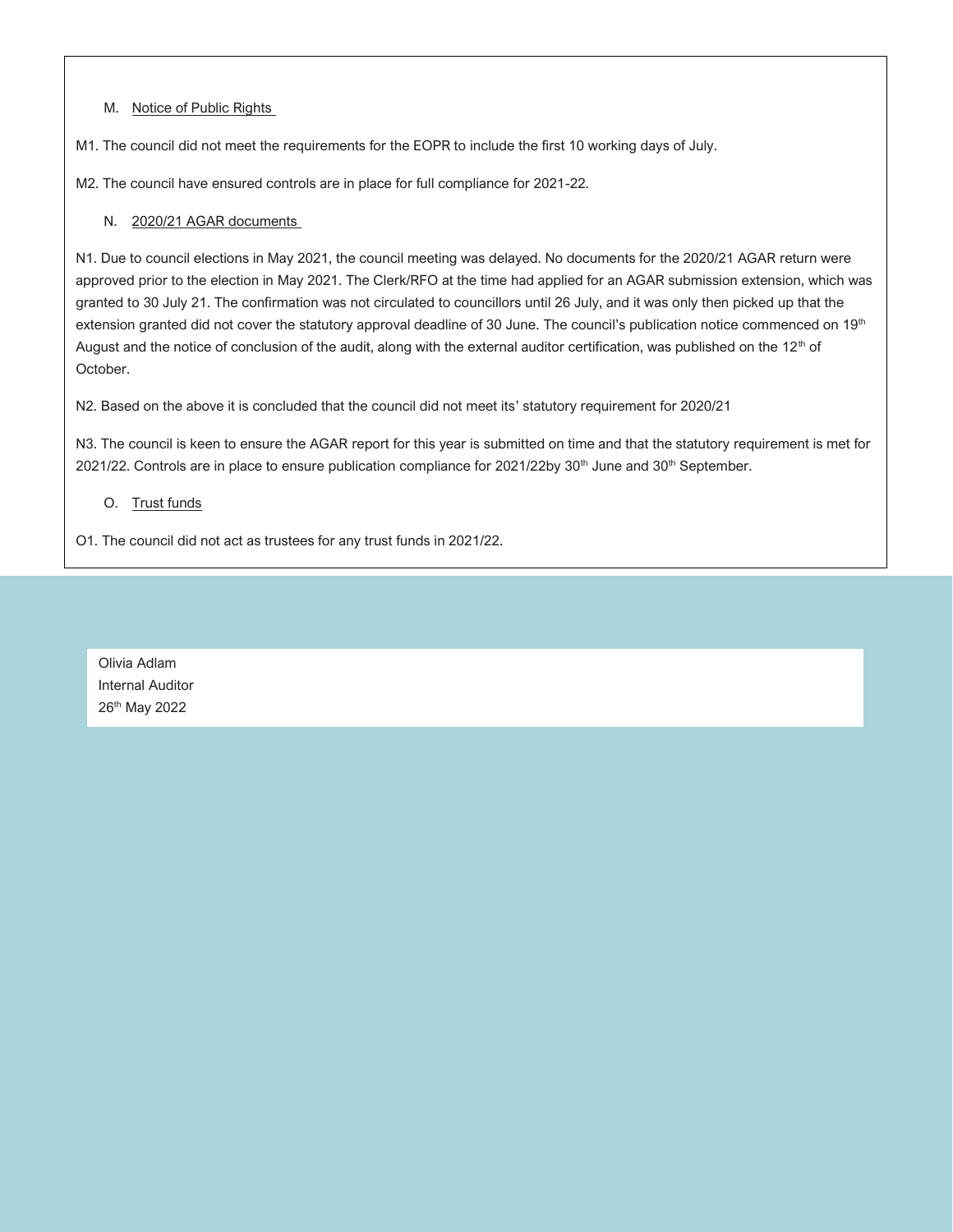M. Notice of Public Rights

M1. The council did not meet the requirements for the EOPR to include the first 10 working days of July.

M2. The council have ensured controls are in place for full compliance for 2021-22.

N. 2020/21 AGAR documents

N1. Due to council elections in May 2021, the council meeting was delayed. No documents for the 2020/21 AGAR return were approved prior to the election in May 2021. The Clerk/RFO at the time had applied for an AGAR submission extension, which was granted to 30 July 21. The confirmation was not circulated to councillors until 26 July, and it was only then picked up that the extension granted did not cover the statutory approval deadline of 30 June. The council's publication notice commenced on 19th August and the notice of conclusion of the audit, along with the external auditor certification, was published on the 12th of October.

N2. Based on the above it is concluded that the council did not meet its' statutory requirement for 2020/21

N3. The council is keen to ensure the AGAR report for this year is submitted on time and that the statutory requirement is met for 2021/22. Controls are in place to ensure publication compliance for 2021/22by 30th June and 30th September.

O. Trust funds

O1. The council did not act as trustees for any trust funds in 2021/22.

Olivia Adlam
Internal Auditor
26th May 2022